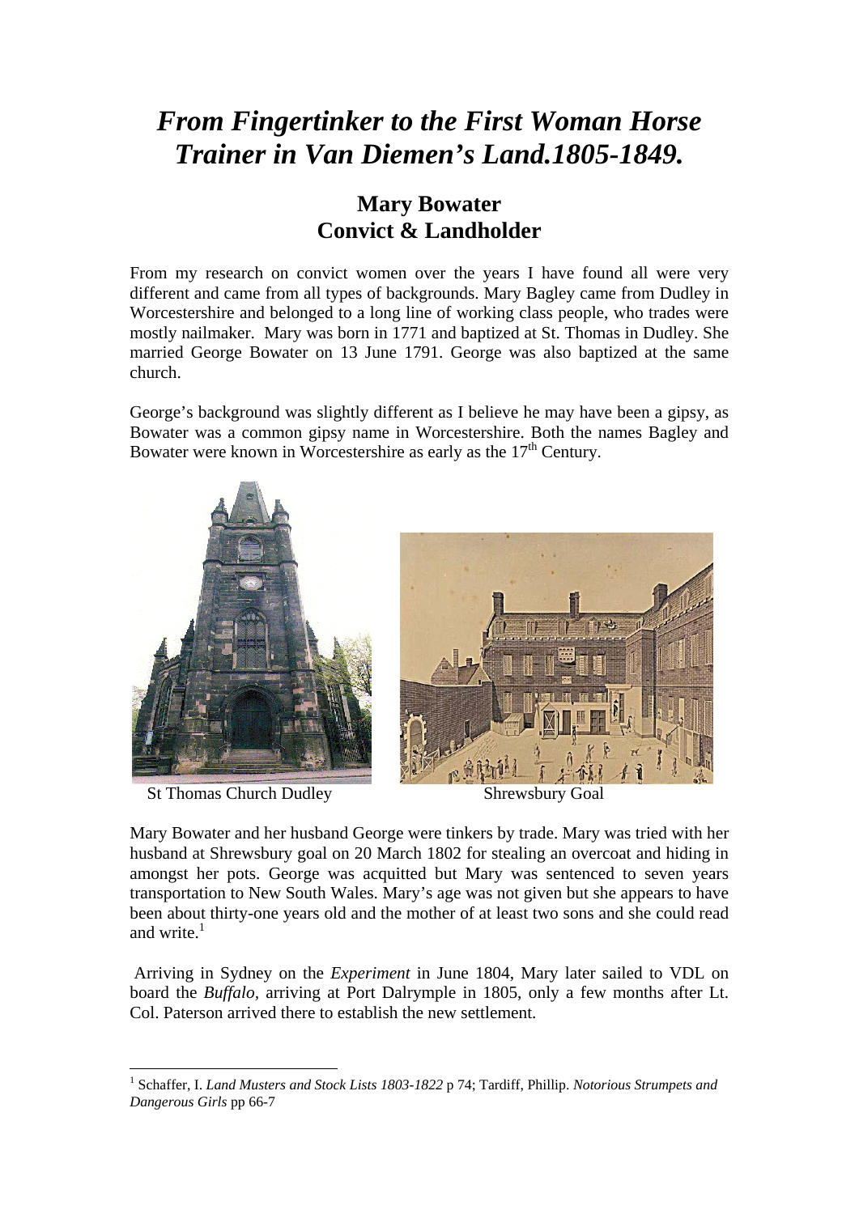# *From Fingertinker to the First Woman Horse Trainer in Van Diemen's Land.1805-1849.*

## Mary Bowater
## Convict & Landholder

From my research on convict women over the years I have found all were very different and came from all types of backgrounds. Mary Bagley came from Dudley in Worcestershire and belonged to a long line of working class people, who trades were mostly nailmaker. Mary was born in 1771 and baptized at St. Thomas in Dudley. She married George Bowater on 13 June 1791. George was also baptized at the same church.

George's background was slightly different as I believe he may have been a gipsy, as Bowater was a common gipsy name in Worcestershire. Both the names Bagley and Bowater were known in Worcestershire as early as the 17th Century.

St Thomas Church Dudley

Shrewsbury Goal

Mary Bowater and her husband George were tinkers by trade. Mary was tried with her husband at Shrewsbury goal on 20 March 1802 for stealing an overcoat and hiding in amongst her pots. George was acquitted but Mary was sentenced to seven years transportation to New South Wales. Mary's age was not given but she appears to have been about thirty-one years old and the mother of at least two sons and she could read and write.[1]

Arriving in Sydney on the *Experiment* in June 1804, Mary later sailed to VDL on board the *Buffalo*, arriving at Port Dalrymple in 1805, only a few months after Lt. Col. Paterson arrived there to establish the new settlement.

---

[1] Schaffer, I. *Land Musters and Stock Lists 1803-1822* p 74; Tardiff, Phillip. *Notorious Strumpets and Dangerous Girls* pp 66-7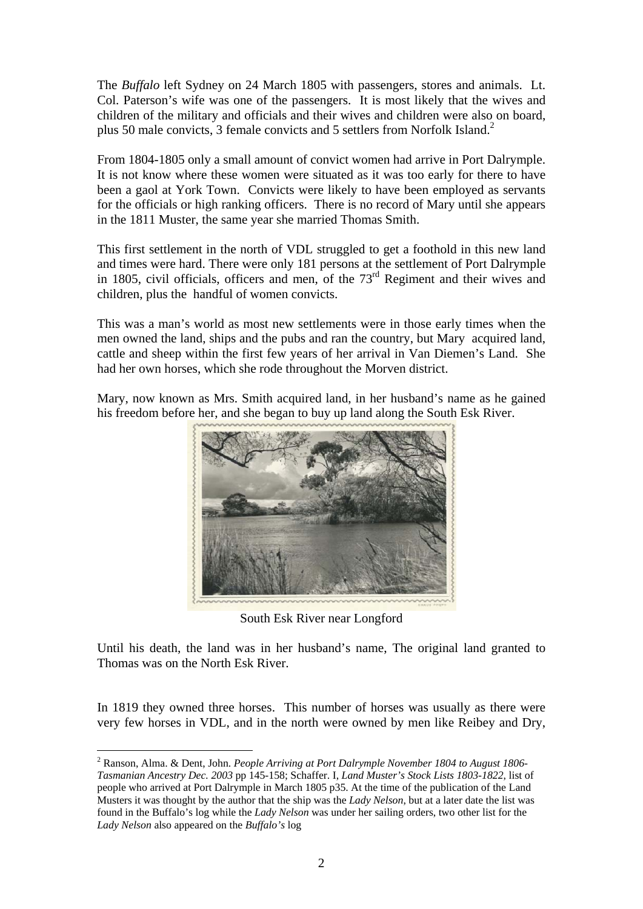The *Buffalo* left Sydney on 24 March 1805 with passengers, stores and animals. Lt. Col. Paterson's wife was one of the passengers. It is most likely that the wives and children of the military and officials and their wives and children were also on board, plus 50 male convicts, 3 female convicts and 5 settlers from Norfolk Island.[2]

From 1804-1805 only a small amount of convict women had arrive in Port Dalrymple. It is not know where these women were situated as it was too early for there to have been a gaol at York Town. Convicts were likely to have been employed as servants for the officials or high ranking officers. There is no record of Mary until she appears in the 1811 Muster, the same year she married Thomas Smith.

This first settlement in the north of VDL struggled to get a foothold in this new land and times were hard. There were only 181 persons at the settlement of Port Dalrymple in 1805, civil officials, officers and men, of the 73rd Regiment and their wives and children, plus the handful of women convicts.

This was a man's world as most new settlements were in those early times when the men owned the land, ships and the pubs and ran the country, but Mary acquired land, cattle and sheep within the first few years of her arrival in Van Diemen's Land. She had her own horses, which she rode throughout the Morven district.

Mary, now known as Mrs. Smith acquired land, in her husband's name as he gained his freedom before her, and she began to buy up land along the South Esk River.

South Esk River near Longford

Until his death, the land was in her husband's name, The original land granted to Thomas was on the North Esk River.

In 1819 they owned three horses. This number of horses was usually as there were very few horses in VDL, and in the north were owned by men like Reibey and Dry,

---

[2] Ranson, Alma. & Dent, John. *People Arriving at Port Dalrymple November 1804 to August 1806- Tasmanian Ancestry Dec. 2003* pp 145-158; Schaffer. I, *Land Muster's Stock Lists 1803-1822*, list of people who arrived at Port Dalrymple in March 1805 p35. At the time of the publication of the Land Musters it was thought by the author that the ship was the *Lady Nelson*, but at a later date the list was found in the Buffalo's log while the *Lady Nelson* was under her sailing orders, two other list for the *Lady Nelson* also appeared on the *Buffalo's* log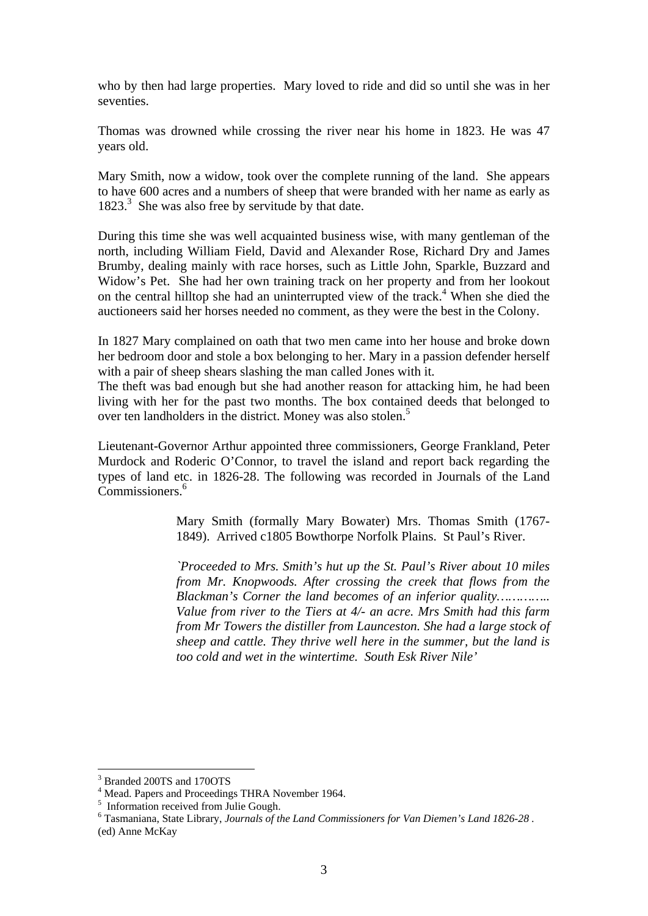who by then had large properties. Mary loved to ride and did so until she was in her seventies.

Thomas was drowned while crossing the river near his home in 1823. He was 47 years old.

Mary Smith, now a widow, took over the complete running of the land. She appears to have 600 acres and a numbers of sheep that were branded with her name as early as 1823.[3] She was also free by servitude by that date.

During this time she was well acquainted business wise, with many gentleman of the north, including William Field, David and Alexander Rose, Richard Dry and James Brumby, dealing mainly with race horses, such as Little John, Sparkle, Buzzard and Widow's Pet. She had her own training track on her property and from her lookout on the central hilltop she had an uninterrupted view of the track.[4] When she died the auctioneers said her horses needed no comment, as they were the best in the Colony.

In 1827 Mary complained on oath that two men came into her house and broke down her bedroom door and stole a box belonging to her. Mary in a passion defender herself with a pair of sheep shears slashing the man called Jones with it.
The theft was bad enough but she had another reason for attacking him, he had been living with her for the past two months. The box contained deeds that belonged to over ten landholders in the district. Money was also stolen.[5]

Lieutenant-Governor Arthur appointed three commissioners, George Frankland, Peter Murdock and Roderic O'Connor, to travel the island and report back regarding the types of land etc. in 1826-28. The following was recorded in Journals of the Land Commissioners.[6]

> Mary Smith (formally Mary Bowater) Mrs. Thomas Smith (1767-1849). Arrived c1805 Bowthorpe Norfolk Plains. St Paul's River.
>
> *`Proceeded to Mrs. Smith's hut up the St. Paul's River about 10 miles from Mr. Knopwoods. After crossing the creek that flows from the Blackman's Corner the land becomes of an inferior quality………….. Value from river to the Tiers at 4/- an acre. Mrs Smith had this farm from Mr Towers the distiller from Launceston. She had a large stock of sheep and cattle. They thrive well here in the summer, but the land is too cold and wet in the wintertime. South Esk River Nile'*

---

[3] Branded 200TS and 170OTS

[4] Mead. Papers and Proceedings THRA November 1964.

[5] Information received from Julie Gough.

[6] Tasmaniana, State Library, *Journals of the Land Commissioners for Van Diemen's Land 1826-28* . (ed) Anne McKay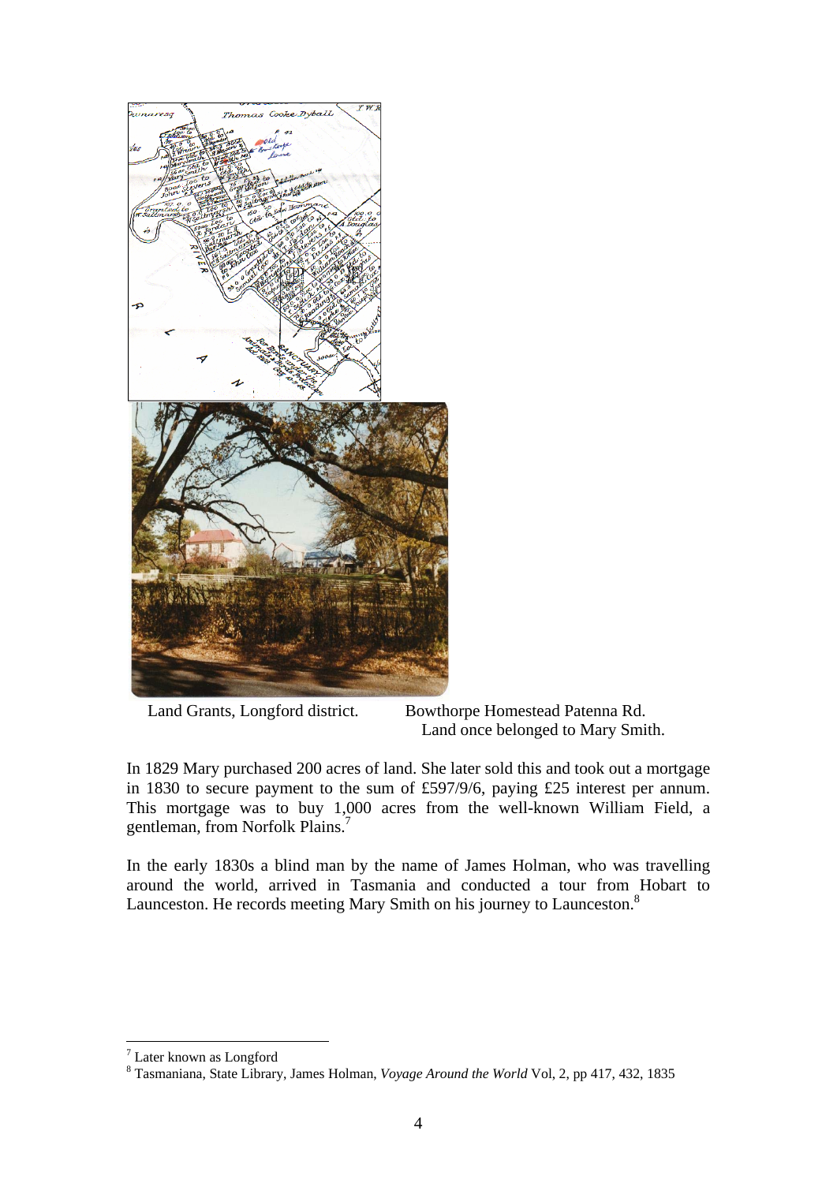Land Grants, Longford district. Bowthorpe Homestead Patenna Rd. Land once belonged to Mary Smith.

In 1829 Mary purchased 200 acres of land. She later sold this and took out a mortgage in 1830 to secure payment to the sum of £597/9/6, paying £25 interest per annum. This mortgage was to buy 1,000 acres from the well-known William Field, a gentleman, from Norfolk Plains.[7]

In the early 1830s a blind man by the name of James Holman, who was travelling around the world, arrived in Tasmania and conducted a tour from Hobart to Launceston. He records meeting Mary Smith on his journey to Launceston.[8]

[7] Later known as Longford

[8] Tasmaniana, State Library, James Holman, *Voyage Around the World* Vol, 2, pp 417, 432, 1835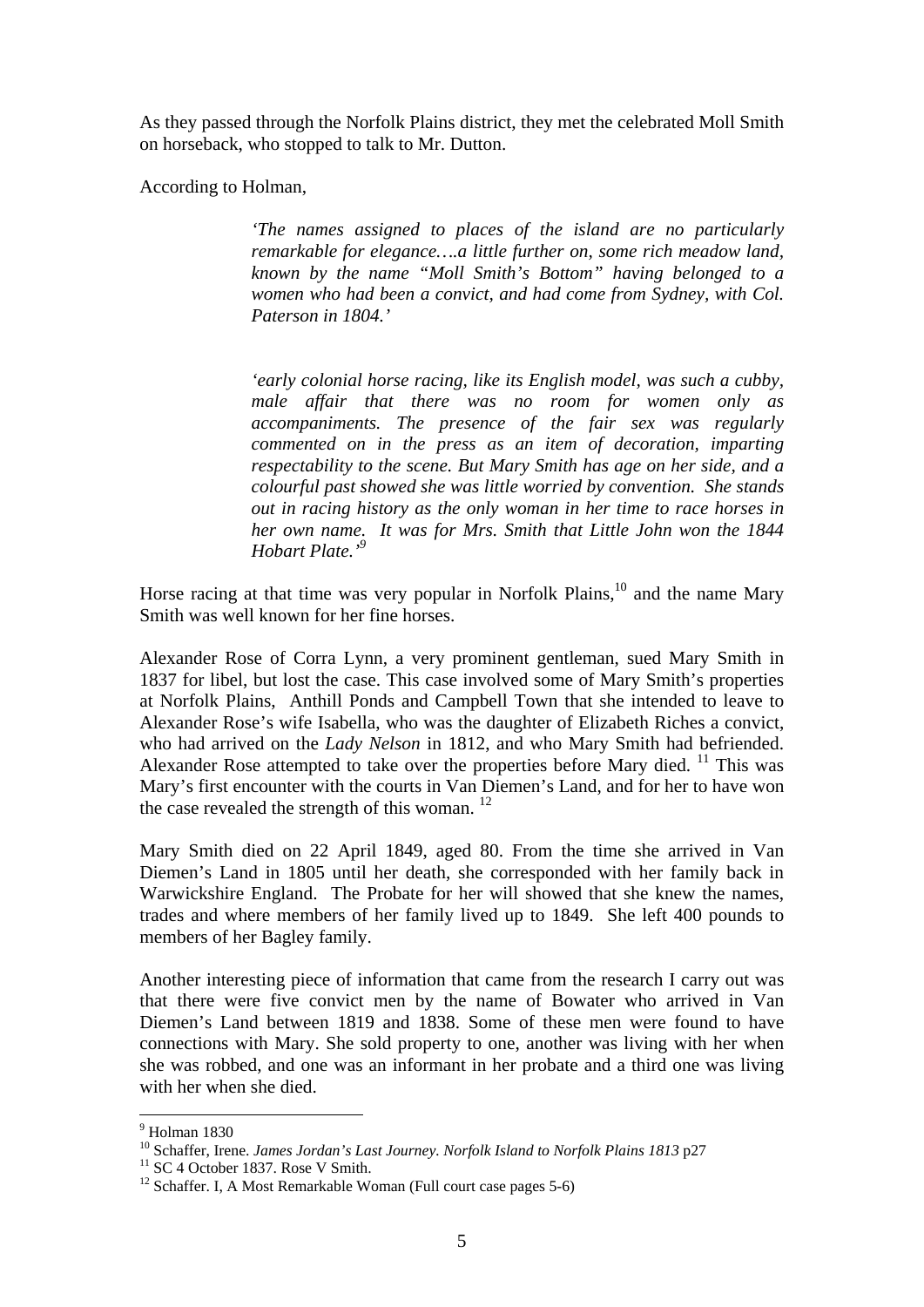As they passed through the Norfolk Plains district, they met the celebrated Moll Smith on horseback, who stopped to talk to Mr. Dutton.

According to Holman,

> *'The names assigned to places of the island are no particularly remarkable for elegance….a little further on, some rich meadow land, known by the name "Moll Smith's Bottom" having belonged to a women who had been a convict, and had come from Sydney, with Col. Paterson in 1804.'*

> *'early colonial horse racing, like its English model, was such a cubby, male affair that there was no room for women only as accompaniments. The presence of the fair sex was regularly commented on in the press as an item of decoration, imparting respectability to the scene. But Mary Smith has age on her side, and a colourful past showed she was little worried by convention. She stands out in racing history as the only woman in her time to race horses in her own name. It was for Mrs. Smith that Little John won the 1844 Hobart Plate.'*[9]

Horse racing at that time was very popular in Norfolk Plains,[10] and the name Mary Smith was well known for her fine horses.

Alexander Rose of Corra Lynn, a very prominent gentleman, sued Mary Smith in 1837 for libel, but lost the case. This case involved some of Mary Smith's properties at Norfolk Plains, Anthill Ponds and Campbell Town that she intended to leave to Alexander Rose's wife Isabella, who was the daughter of Elizabeth Riches a convict, who had arrived on the *Lady Nelson* in 1812, and who Mary Smith had befriended. Alexander Rose attempted to take over the properties before Mary died. [11] This was Mary's first encounter with the courts in Van Diemen's Land, and for her to have won the case revealed the strength of this woman. [12]

Mary Smith died on 22 April 1849, aged 80. From the time she arrived in Van Diemen's Land in 1805 until her death, she corresponded with her family back in Warwickshire England. The Probate for her will showed that she knew the names, trades and where members of her family lived up to 1849. She left 400 pounds to members of her Bagley family.

Another interesting piece of information that came from the research I carry out was that there were five convict men by the name of Bowater who arrived in Van Diemen's Land between 1819 and 1838. Some of these men were found to have connections with Mary. She sold property to one, another was living with her when she was robbed, and one was an informant in her probate and a third one was living with her when she died.

---

[9] Holman 1830

[10] Schaffer, Irene. *James Jordan's Last Journey. Norfolk Island to Norfolk Plains 1813* p27

[11] SC 4 October 1837. Rose V Smith.

[12] Schaffer. I, A Most Remarkable Woman (Full court case pages 5-6)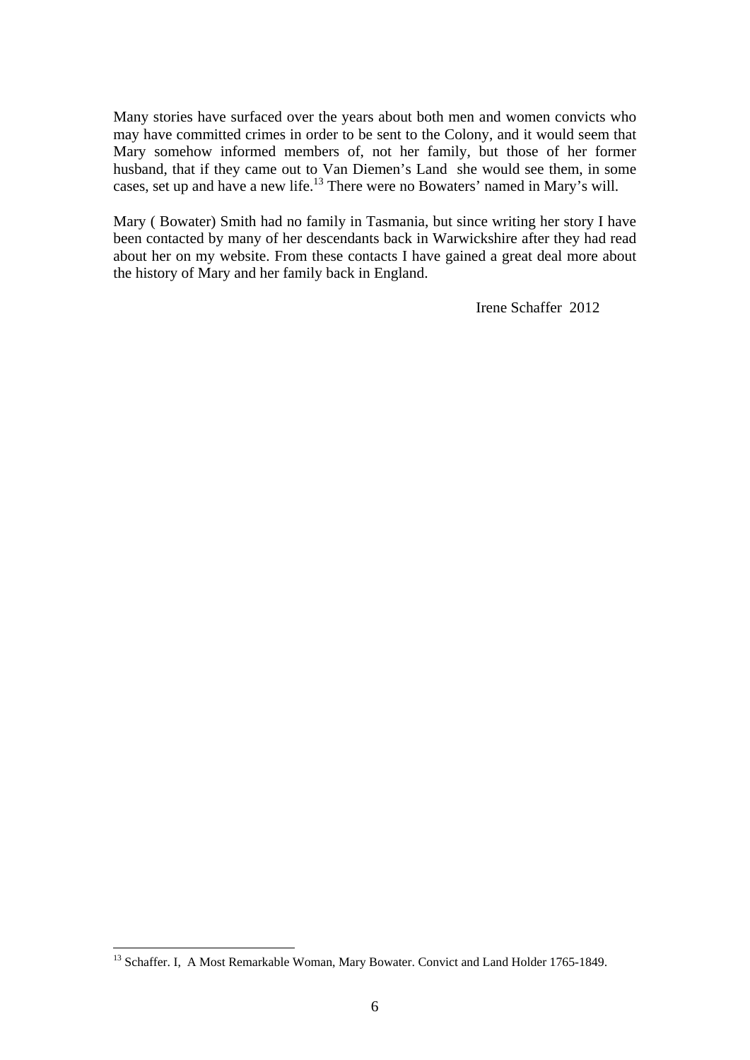Many stories have surfaced over the years about both men and women convicts who may have committed crimes in order to be sent to the Colony, and it would seem that Mary somehow informed members of, not her family, but those of her former husband, that if they came out to Van Diemen's Land she would see them, in some cases, set up and have a new life.[13] There were no Bowaters' named in Mary's will.

Mary ( Bowater) Smith had no family in Tasmania, but since writing her story I have been contacted by many of her descendants back in Warwickshire after they had read about her on my website. From these contacts I have gained a great deal more about the history of Mary and her family back in England.

Irene Schaffer 2012

---

[13] Schaffer. I, A Most Remarkable Woman, Mary Bowater. Convict and Land Holder 1765-1849.